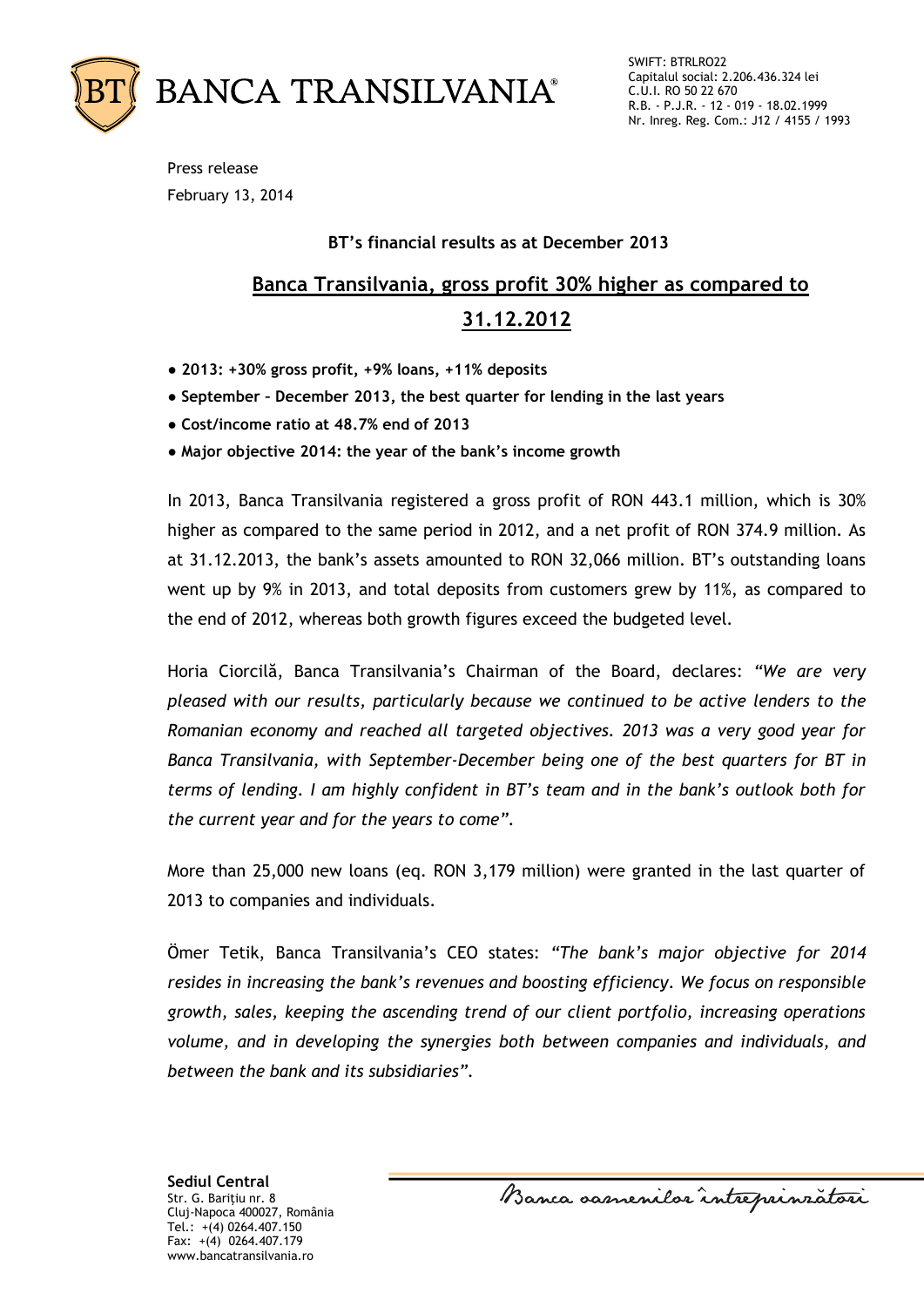SWIFT: BTRLRO22
Capitalul social: 2.206.436.324 lei
C.U.I. RO 50 22 670
R.B. - P.J.R. - 12 - 019 - 18.02.1999
Nr. Inreg. Reg. Com.: J12 / 4155 / 1993

Press release
February 13, 2014

**BT's financial results as at December 2013**

# Banca Transilvania, gross profit 30% higher as compared to 31.12.2012

- **2013: +30% gross profit, +9% loans, +11% deposits**
- **September – December 2013, the best quarter for lending in the last years**
- **Cost/income ratio at 48.7% end of 2013**
- **Major objective 2014: the year of the bank's income growth**

In 2013, Banca Transilvania registered a gross profit of RON 443.1 million, which is 30% higher as compared to the same period in 2012, and a net profit of RON 374.9 million. As at 31.12.2013, the bank's assets amounted to RON 32,066 million. BT's outstanding loans went up by 9% in 2013, and total deposits from customers grew by 11%, as compared to the end of 2012, whereas both growth figures exceed the budgeted level.

Horia Ciorcilă, Banca Transilvania's Chairman of the Board, declares: *"We are very pleased with our results, particularly because we continued to be active lenders to the Romanian economy and reached all targeted objectives. 2013 was a very good year for Banca Transilvania, with September-December being one of the best quarters for BT in terms of lending. I am highly confident in BT's team and in the bank's outlook both for the current year and for the years to come".*

More than 25,000 new loans (eq. RON 3,179 million) were granted in the last quarter of 2013 to companies and individuals.

Ömer Tetik, Banca Transilvania's CEO states: *"The bank's major objective for 2014 resides in increasing the bank's revenues and boosting efficiency. We focus on responsible growth, sales, keeping the ascending trend of our client portfolio, increasing operations volume, and in developing the synergies both between companies and individuals, and between the bank and its subsidiaries".*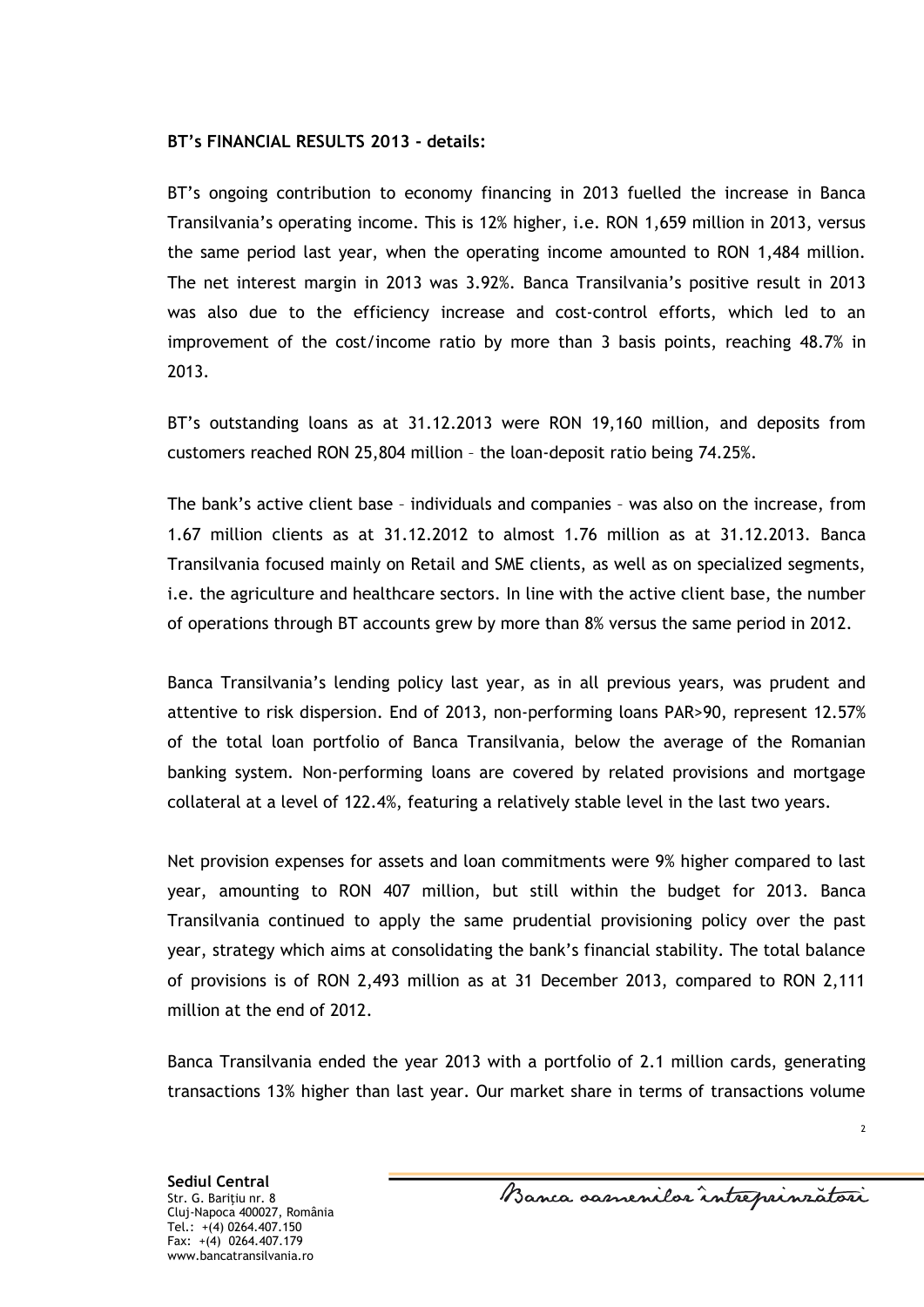**BT's FINANCIAL RESULTS 2013 - details:**

BT's ongoing contribution to economy financing in 2013 fuelled the increase in Banca Transilvania's operating income. This is 12% higher, i.e. RON 1,659 million in 2013, versus the same period last year, when the operating income amounted to RON 1,484 million. The net interest margin in 2013 was 3.92%. Banca Transilvania's positive result in 2013 was also due to the efficiency increase and cost-control efforts, which led to an improvement of the cost/income ratio by more than 3 basis points, reaching 48.7% in 2013.

BT's outstanding loans as at 31.12.2013 were RON 19,160 million, and deposits from customers reached RON 25,804 million – the loan-deposit ratio being 74.25%.

The bank's active client base – individuals and companies – was also on the increase, from 1.67 million clients as at 31.12.2012 to almost 1.76 million as at 31.12.2013. Banca Transilvania focused mainly on Retail and SME clients, as well as on specialized segments, i.e. the agriculture and healthcare sectors. In line with the active client base, the number of operations through BT accounts grew by more than 8% versus the same period in 2012.

Banca Transilvania's lending policy last year, as in all previous years, was prudent and attentive to risk dispersion. End of 2013, non-performing loans PAR>90, represent 12.57% of the total loan portfolio of Banca Transilvania, below the average of the Romanian banking system. Non-performing loans are covered by related provisions and mortgage collateral at a level of 122.4%, featuring a relatively stable level in the last two years.

Net provision expenses for assets and loan commitments were 9% higher compared to last year, amounting to RON 407 million, but still within the budget for 2013. Banca Transilvania continued to apply the same prudential provisioning policy over the past year, strategy which aims at consolidating the bank's financial stability. The total balance of provisions is of RON 2,493 million as at 31 December 2013, compared to RON 2,111 million at the end of 2012.

Banca Transilvania ended the year 2013 with a portfolio of 2.1 million cards, generating transactions 13% higher than last year. Our market share in terms of transactions volume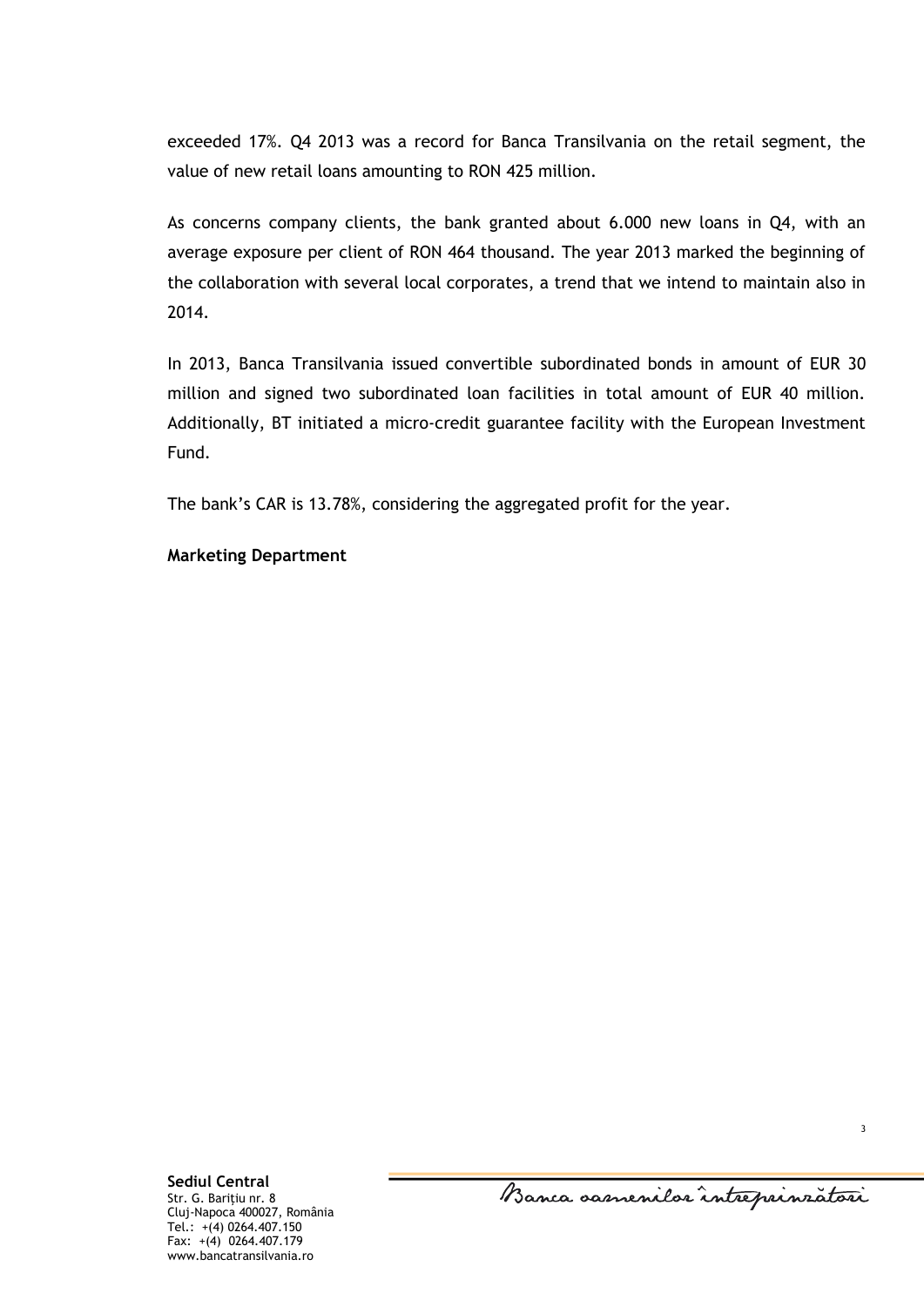exceeded 17%. Q4 2013 was a record for Banca Transilvania on the retail segment, the value of new retail loans amounting to RON 425 million.

As concerns company clients, the bank granted about 6.000 new loans in Q4, with an average exposure per client of RON 464 thousand. The year 2013 marked the beginning of the collaboration with several local corporates, a trend that we intend to maintain also in 2014.

In 2013, Banca Transilvania issued convertible subordinated bonds in amount of EUR 30 million and signed two subordinated loan facilities in total amount of EUR 40 million. Additionally, BT initiated a micro-credit guarantee facility with the European Investment Fund.

The bank's CAR is 13.78%, considering the aggregated profit for the year.

**Marketing Department**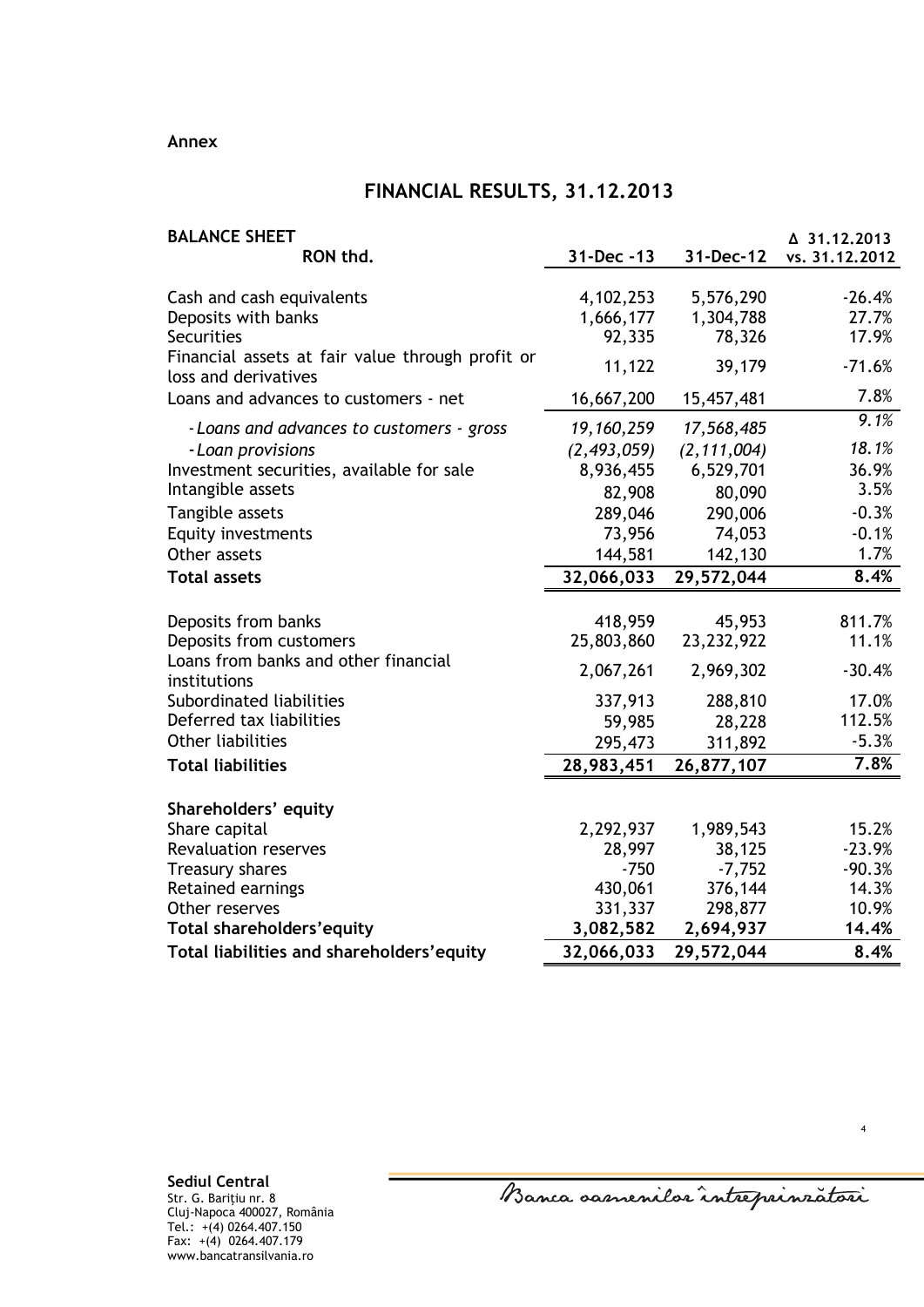**Annex**

# FINANCIAL RESULTS, 31.12.2013

| **BALANCE SHEET**<br>**RON thd.** | 31-Dec -13 | 31-Dec-12 | Δ 31.12.2013 vs. 31.12.2012 |
|---|---|---|---|
| Cash and cash equivalents | 4,102,253 | 5,576,290 | -26.4% |
| Deposits with banks | 1,666,177 | 1,304,788 | 27.7% |
| Securities | 92,335 | 78,326 | 17.9% |
| Financial assets at fair value through profit or loss and derivatives | 11,122 | 39,179 | -71.6% |
| Loans and advances to customers - net | 16,667,200 | 15,457,481 | 7.8% |
| *- Loans and advances to customers - gross* | *19,160,259* | *17,568,485* | *9.1%* |
| *- Loan provisions* | *(2,493,059)* | *(2,111,004)* | *18.1%* |
| Investment securities, available for sale | 8,936,455 | 6,529,701 | 36.9% |
| Intangible assets | 82,908 | 80,090 | 3.5% |
| Tangible assets | 289,046 | 290,006 | -0.3% |
| Equity investments | 73,956 | 74,053 | -0.1% |
| Other assets | 144,581 | 142,130 | 1.7% |
| **Total assets** | **32,066,033** | **29,572,044** | **8.4%** |
| | | | |
| Deposits from banks | 418,959 | 45,953 | 811.7% |
| Deposits from customers | 25,803,860 | 23,232,922 | 11.1% |
| Loans from banks and other financial institutions | 2,067,261 | 2,969,302 | -30.4% |
| Subordinated liabilities | 337,913 | 288,810 | 17.0% |
| Deferred tax liabilities | 59,985 | 28,228 | 112.5% |
| Other liabilities | 295,473 | 311,892 | -5.3% |
| **Total liabilities** | **28,983,451** | **26,877,107** | **7.8%** |
| | | | |
| **Shareholders' equity** | | | |
| Share capital | 2,292,937 | 1,989,543 | 15.2% |
| Revaluation reserves | 28,997 | 38,125 | -23.9% |
| Treasury shares | -750 | -7,752 | -90.3% |
| Retained earnings | 430,061 | 376,144 | 14.3% |
| Other reserves | 331,337 | 298,877 | 10.9% |
| **Total shareholders'equity** | **3,082,582** | **2,694,937** | **14.4%** |
| **Total liabilities and shareholders'equity** | **32,066,033** | **29,572,044** | **8.4%** |

**Sediul Central**
Str. G. Barițiu nr. 8
Cluj-Napoca 400027, România
Tel.: +(4) 0264.407.150
Fax: +(4) 0264.407.179
www.bancatransilvania.ro

Banca oamenilor întreprinzători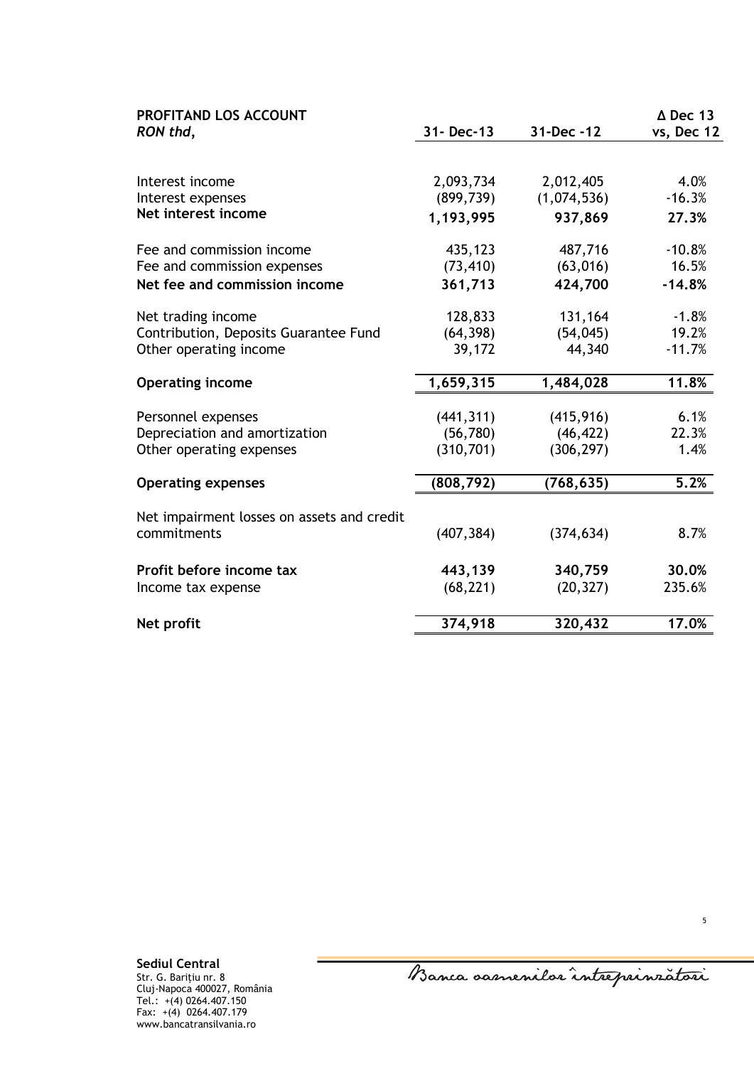| **PROFITAND LOS ACCOUNT** *RON thd,* | **31- Dec-13** | **31-Dec -12** | **Δ Dec 13 vs, Dec 12** |
|---|---|---|---|
| Interest income | 2,093,734 | 2,012,405 | 4.0% |
| Interest expenses | (899,739) | (1,074,536) | -16.3% |
| **Net interest income** | **1,193,995** | **937,869** | **27.3%** |
| Fee and commission income | 435,123 | 487,716 | -10.8% |
| Fee and commission expenses | (73,410) | (63,016) | 16.5% |
| **Net fee and commission income** | **361,713** | **424,700** | **-14.8%** |
| Net trading income | 128,833 | 131,164 | -1.8% |
| Contribution, Deposits Guarantee Fund | (64,398) | (54,045) | 19.2% |
| Other operating income | 39,172 | 44,340 | -11.7% |
| **Operating income** | **1,659,315** | **1,484,028** | **11.8%** |
| Personnel expenses | (441,311) | (415,916) | 6.1% |
| Depreciation and amortization | (56,780) | (46,422) | 22.3% |
| Other operating expenses | (310,701) | (306,297) | 1.4% |
| **Operating expenses** | **(808,792)** | **(768,635)** | **5.2%** |
| Net impairment losses on assets and credit commitments | (407,384) | (374,634) | 8.7% |
| **Profit before income tax** | **443,139** | **340,759** | **30.0%** |
| Income tax expense | (68,221) | (20,327) | 235.6% |
| **Net profit** | **374,918** | **320,432** | **17.0%** |

**Sediul Central**
Str. G. Barițiu nr. 8
Cluj-Napoca 400027, România
Tel.: +(4) 0264.407.150
Fax: +(4) 0264.407.179
www.bancatransilvania.ro

Banca oamenilor întreprinzători